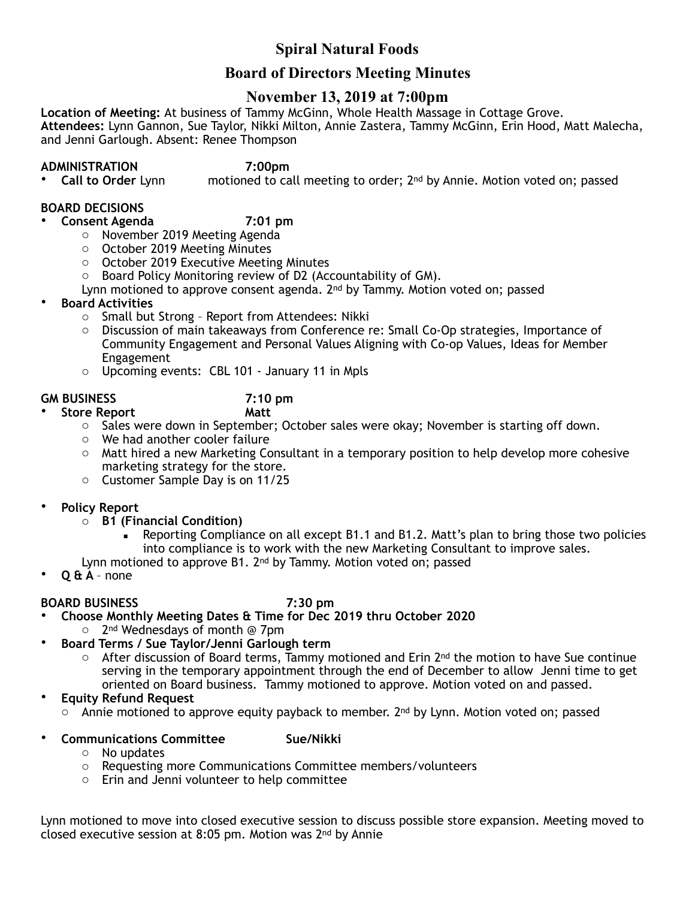# Spiral Natural Foods

## Board of Directors Meeting Minutes

## November 13, 2019 at 7:00pm

**Location of Meeting:** At business of Tammy McGinn, Whole Health Massage in Cottage Grove.
**Attendees:** Lynn Gannon, Sue Taylor, Nikki Milton, Annie Zastera, Tammy McGinn, Erin Hood, Matt Malecha, and Jenni Garlough. Absent: Renee Thompson

**ADMINISTRATION 7:00pm**

- **Call to Order** Lynn motioned to call meeting to order; 2nd by Annie. Motion voted on; passed

**BOARD DECISIONS**

- **Consent Agenda 7:01 pm**
    - November 2019 Meeting Agenda
    - October 2019 Meeting Minutes
    - October 2019 Executive Meeting Minutes
    - Board Policy Monitoring review of D2 (Accountability of GM).

  Lynn motioned to approve consent agenda. 2nd by Tammy. Motion voted on; passed
- **Board Activities**
    - Small but Strong – Report from Attendees: Nikki
    - Discussion of main takeaways from Conference re: Small Co-Op strategies, Importance of Community Engagement and Personal Values Aligning with Co-op Values, Ideas for Member Engagement
    - Upcoming events: CBL 101 - January 11 in Mpls

**GM BUSINESS 7:10 pm**

- **Store Report Matt**
    - Sales were down in September; October sales were okay; November is starting off down.
    - We had another cooler failure
    - Matt hired a new Marketing Consultant in a temporary position to help develop more cohesive marketing strategy for the store.
    - Customer Sample Day is on 11/25
- **Policy Report**
    - **B1 (Financial Condition)**
        - Reporting Compliance on all except B1.1 and B1.2. Matt's plan to bring those two policies into compliance is to work with the new Marketing Consultant to improve sales.

  Lynn motioned to approve B1. 2nd by Tammy. Motion voted on; passed
- **Q & A** – none

**BOARD BUSINESS 7:30 pm**

- **Choose Monthly Meeting Dates & Time for Dec 2019 thru October 2020**
    - 2nd Wednesdays of month @ 7pm
- **Board Terms / Sue Taylor/Jenni Garlough term**
    - After discussion of Board terms, Tammy motioned and Erin 2nd the motion to have Sue continue serving in the temporary appointment through the end of December to allow Jenni time to get oriented on Board business. Tammy motioned to approve. Motion voted on and passed.
- **Equity Refund Request**
    - Annie motioned to approve equity payback to member. 2nd by Lynn. Motion voted on; passed
- **Communications Committee Sue/Nikki**
    - No updates
    - Requesting more Communications Committee members/volunteers
    - Erin and Jenni volunteer to help committee

Lynn motioned to move into closed executive session to discuss possible store expansion. Meeting moved to closed executive session at 8:05 pm. Motion was 2nd by Annie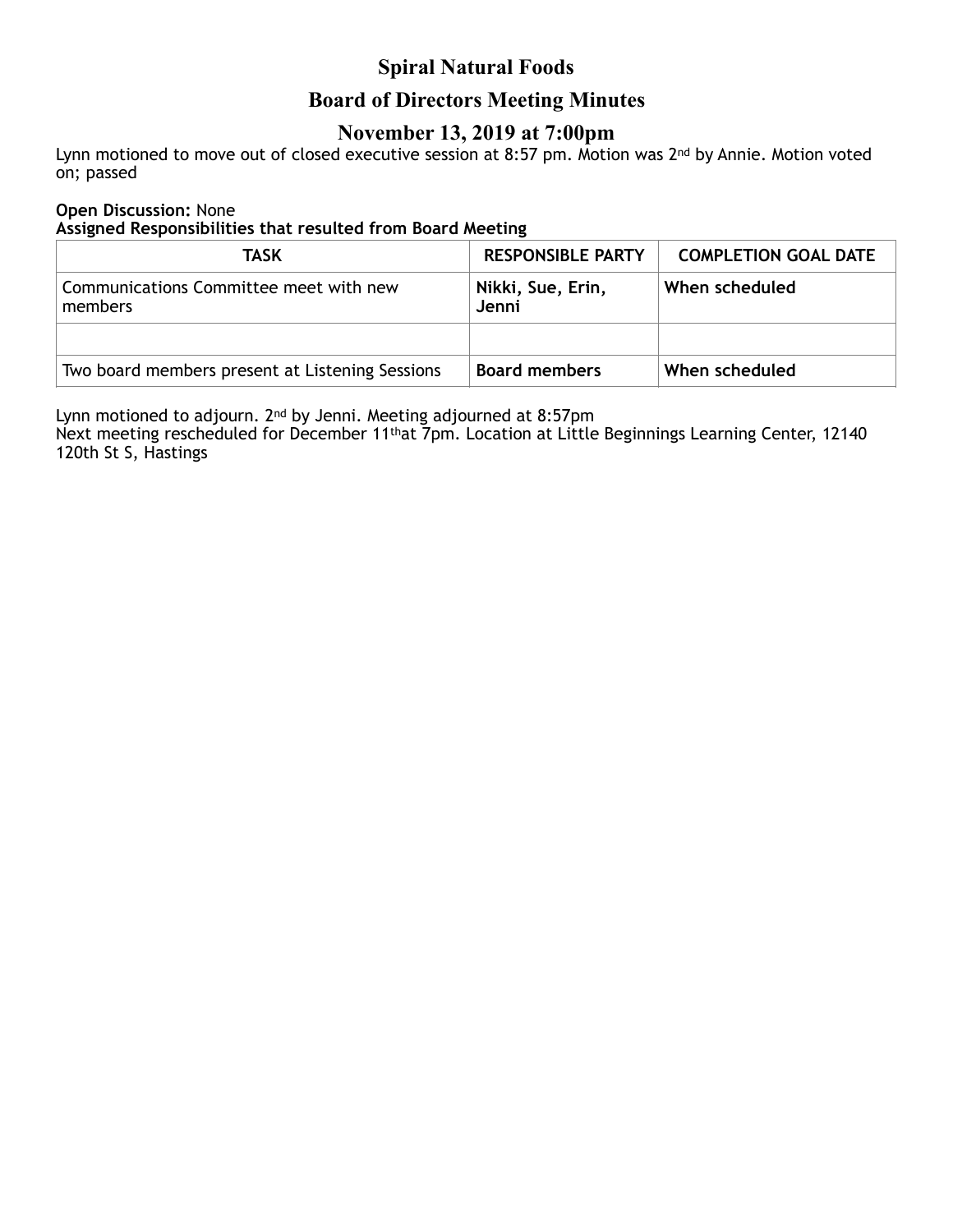# Spiral Natural Foods

## Board of Directors Meeting Minutes

## November 13, 2019 at 7:00pm

Lynn motioned to move out of closed executive session at 8:57 pm. Motion was 2nd by Annie. Motion voted on; passed

**Open Discussion:** None

**Assigned Responsibilities that resulted from Board Meeting**

| TASK | RESPONSIBLE PARTY | COMPLETION GOAL DATE |
|---|---|---|
| Communications Committee meet with new members | **Nikki, Sue, Erin, Jenni** | **When scheduled** |
| | | |
| Two board members present at Listening Sessions | **Board members** | **When scheduled** |

Lynn motioned to adjourn. 2nd by Jenni. Meeting adjourned at 8:57pm

Next meeting rescheduled for December 11th at 7pm. Location at Little Beginnings Learning Center, 12140 120th St S, Hastings